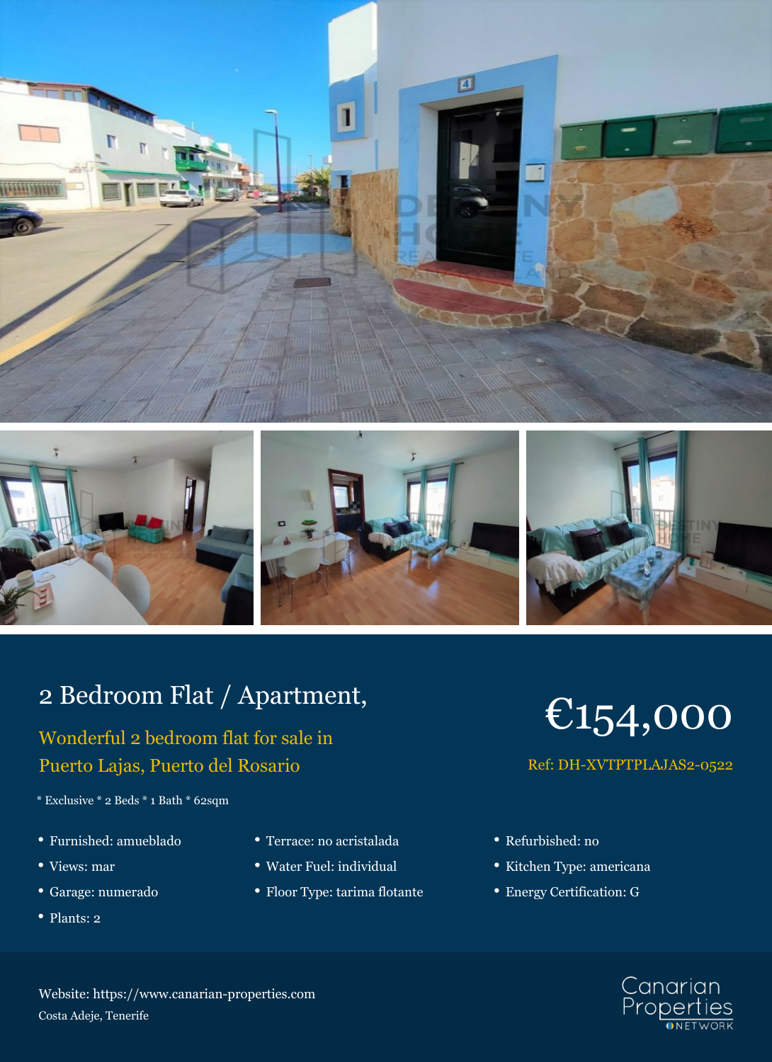# 2 Bedroom Flat / Apartment,

## Wonderful 2 bedroom flat for sale in Puerto Lajas, Puerto del Rosario

## €154,000

Ref: DH-XVTPTPLAJAS2-0522

* Exclusive * 2 Beds * 1 Bath * 62sqm

- Furnished: amueblado
- Views: mar
- Garage: numerado
- Plants: 2
- Terrace: no acristalada
- Water Fuel: individual
- Floor Type: tarima flotante
- Refurbished: no
- Kitchen Type: americana
- Energy Certification: G

Website: https://www.canarian-properties.com

Costa Adeje, Tenerife

Canarian Properties NETWORK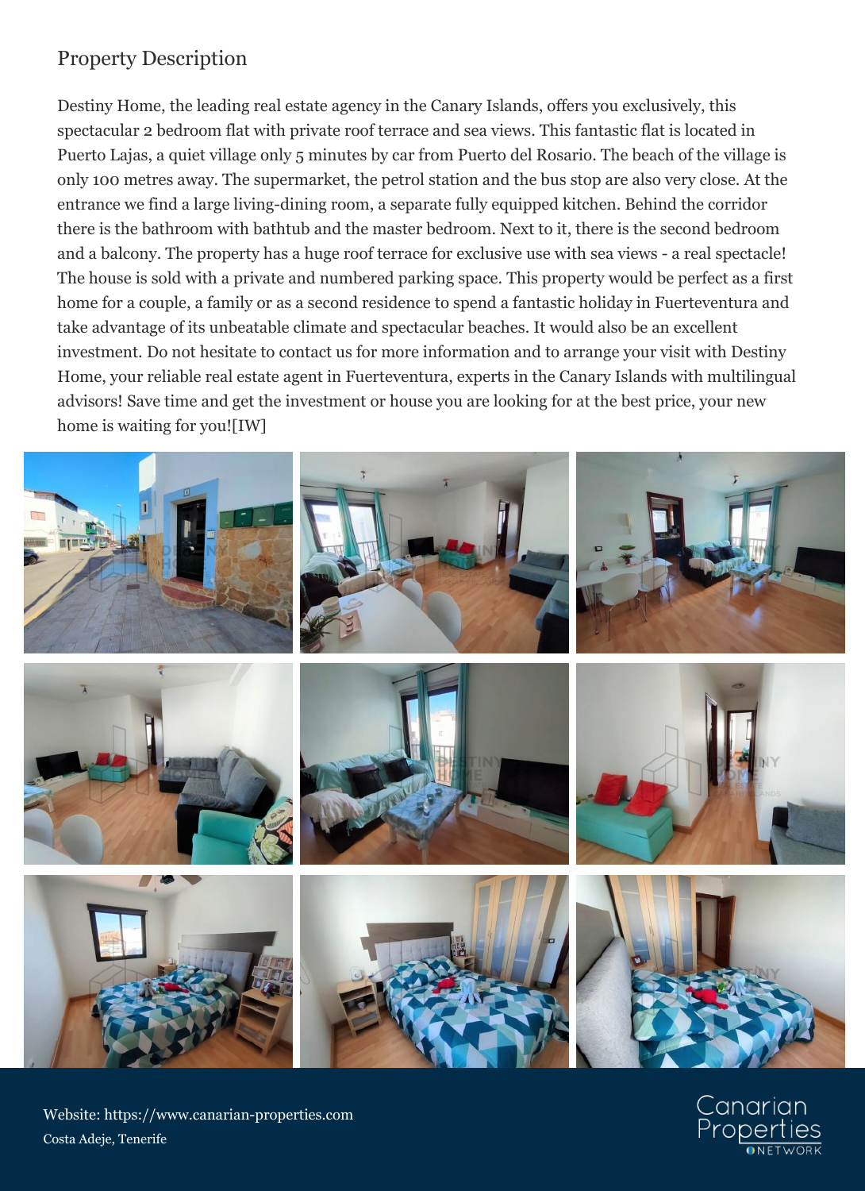## Property Description

Destiny Home, the leading real estate agency in the Canary Islands, offers you exclusively, this spectacular 2 bedroom flat with private roof terrace and sea views. This fantastic flat is located in Puerto Lajas, a quiet village only 5 minutes by car from Puerto del Rosario. The beach of the village is only 100 metres away. The supermarket, the petrol station and the bus stop are also very close. At the entrance we find a large living-dining room, a separate fully equipped kitchen. Behind the corridor there is the bathroom with bathtub and the master bedroom. Next to it, there is the second bedroom and a balcony. The property has a huge roof terrace for exclusive use with sea views - a real spectacle! The house is sold with a private and numbered parking space. This property would be perfect as a first home for a couple, a family or as a second residence to spend a fantastic holiday in Fuerteventura and take advantage of its unbeatable climate and spectacular beaches. It would also be an excellent investment. Do not hesitate to contact us for more information and to arrange your visit with Destiny Home, your reliable real estate agent in Fuerteventura, experts in the Canary Islands with multilingual advisors! Save time and get the investment or house you are looking for at the best price, your new home is waiting for you![IW]

Website: https://www.canarian-properties.com
Costa Adeje, Tenerife